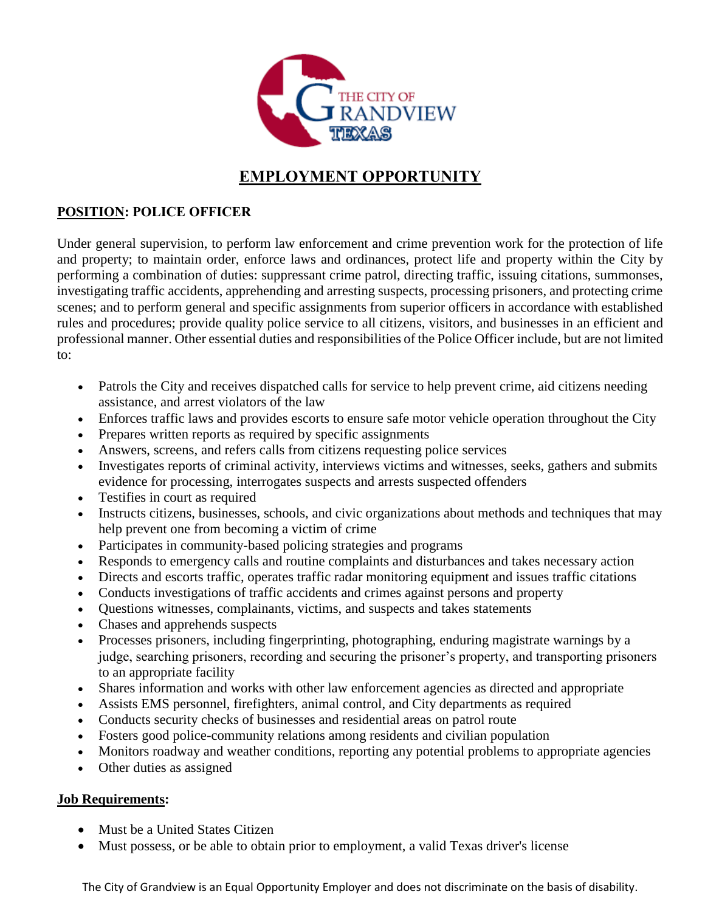# EMPLOYMENT OPPORTUNITY

**POSITION: POLICE OFFICER**

Under general supervision, to perform law enforcement and crime prevention work for the protection of life and property; to maintain order, enforce laws and ordinances, protect life and property within the City by performing a combination of duties: suppressant crime patrol, directing traffic, issuing citations, summonses, investigating traffic accidents, apprehending and arresting suspects, processing prisoners, and protecting crime scenes; and to perform general and specific assignments from superior officers in accordance with established rules and procedures; provide quality police service to all citizens, visitors, and businesses in an efficient and professional manner. Other essential duties and responsibilities of the Police Officer include, but are not limited to:

- Patrols the City and receives dispatched calls for service to help prevent crime, aid citizens needing assistance, and arrest violators of the law
- Enforces traffic laws and provides escorts to ensure safe motor vehicle operation throughout the City
- Prepares written reports as required by specific assignments
- Answers, screens, and refers calls from citizens requesting police services
- Investigates reports of criminal activity, interviews victims and witnesses, seeks, gathers and submits evidence for processing, interrogates suspects and arrests suspected offenders
- Testifies in court as required
- Instructs citizens, businesses, schools, and civic organizations about methods and techniques that may help prevent one from becoming a victim of crime
- Participates in community-based policing strategies and programs
- Responds to emergency calls and routine complaints and disturbances and takes necessary action
- Directs and escorts traffic, operates traffic radar monitoring equipment and issues traffic citations
- Conducts investigations of traffic accidents and crimes against persons and property
- Questions witnesses, complainants, victims, and suspects and takes statements
- Chases and apprehends suspects
- Processes prisoners, including fingerprinting, photographing, enduring magistrate warnings by a judge, searching prisoners, recording and securing the prisoner's property, and transporting prisoners to an appropriate facility
- Shares information and works with other law enforcement agencies as directed and appropriate
- Assists EMS personnel, firefighters, animal control, and City departments as required
- Conducts security checks of businesses and residential areas on patrol route
- Fosters good police-community relations among residents and civilian population
- Monitors roadway and weather conditions, reporting any potential problems to appropriate agencies
- Other duties as assigned

**Job Requirements:**

- Must be a United States Citizen
- Must possess, or be able to obtain prior to employment, a valid Texas driver's license

The City of Grandview is an Equal Opportunity Employer and does not discriminate on the basis of disability.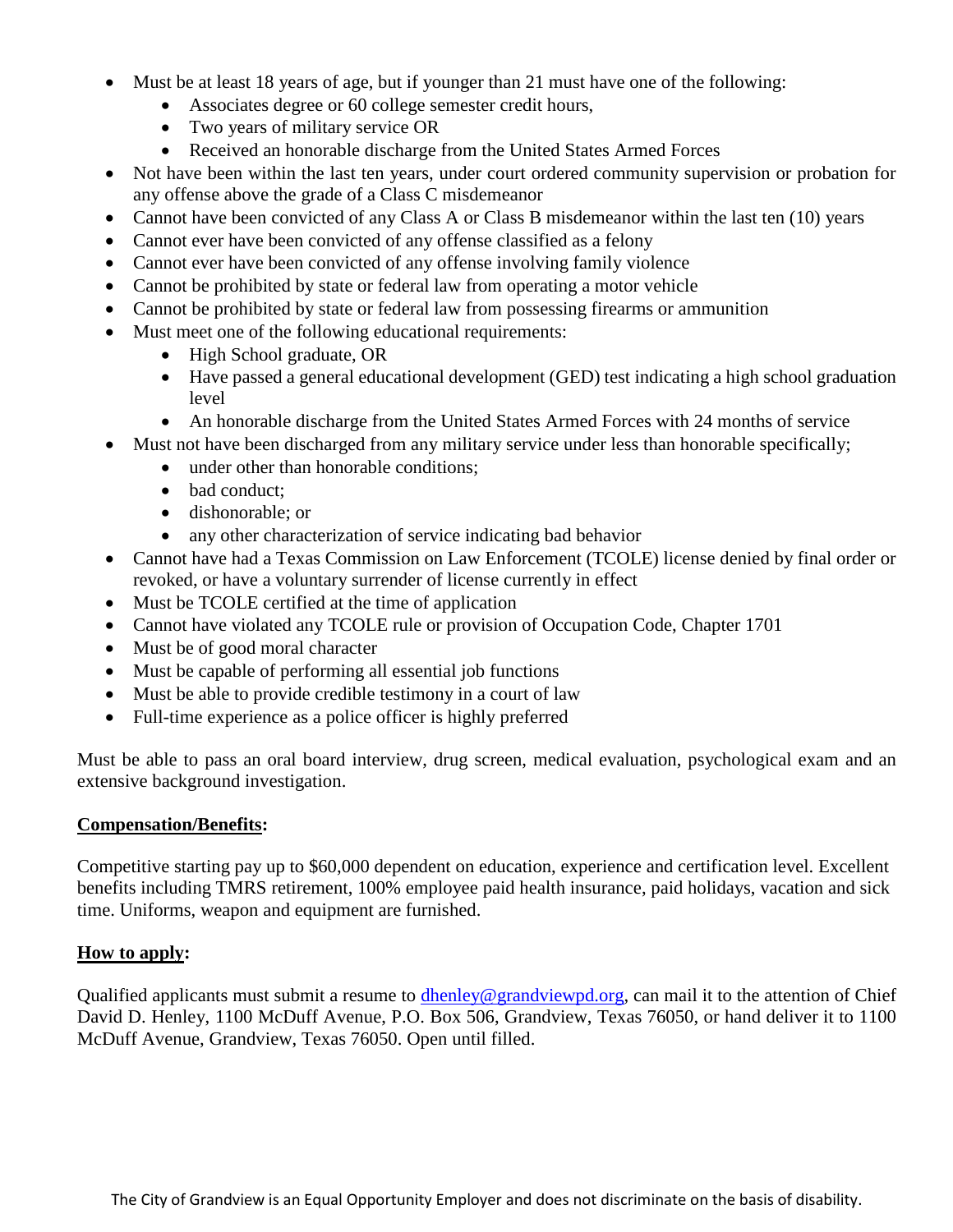- Must be at least 18 years of age, but if younger than 21 must have one of the following:
  - Associates degree or 60 college semester credit hours,
  - Two years of military service OR
  - Received an honorable discharge from the United States Armed Forces
- Not have been within the last ten years, under court ordered community supervision or probation for any offense above the grade of a Class C misdemeanor
- Cannot have been convicted of any Class A or Class B misdemeanor within the last ten (10) years
- Cannot ever have been convicted of any offense classified as a felony
- Cannot ever have been convicted of any offense involving family violence
- Cannot be prohibited by state or federal law from operating a motor vehicle
- Cannot be prohibited by state or federal law from possessing firearms or ammunition
- Must meet one of the following educational requirements:
  - High School graduate, OR
  - Have passed a general educational development (GED) test indicating a high school graduation level
  - An honorable discharge from the United States Armed Forces with 24 months of service
- Must not have been discharged from any military service under less than honorable specifically;
  - under other than honorable conditions;
  - bad conduct;
  - dishonorable; or
  - any other characterization of service indicating bad behavior
- Cannot have had a Texas Commission on Law Enforcement (TCOLE) license denied by final order or revoked, or have a voluntary surrender of license currently in effect
- Must be TCOLE certified at the time of application
- Cannot have violated any TCOLE rule or provision of Occupation Code, Chapter 1701
- Must be of good moral character
- Must be capable of performing all essential job functions
- Must be able to provide credible testimony in a court of law
- Full-time experience as a police officer is highly preferred

Must be able to pass an oral board interview, drug screen, medical evaluation, psychological exam and an extensive background investigation.

**Compensation/Benefits:**

Competitive starting pay up to $60,000 dependent on education, experience and certification level. Excellent benefits including TMRS retirement, 100% employee paid health insurance, paid holidays, vacation and sick time. Uniforms, weapon and equipment are furnished.

**How to apply:**

Qualified applicants must submit a resume to dhenley@grandviewpd.org, can mail it to the attention of Chief David D. Henley, 1100 McDuff Avenue, P.O. Box 506, Grandview, Texas 76050, or hand deliver it to 1100 McDuff Avenue, Grandview, Texas 76050. Open until filled.

The City of Grandview is an Equal Opportunity Employer and does not discriminate on the basis of disability.